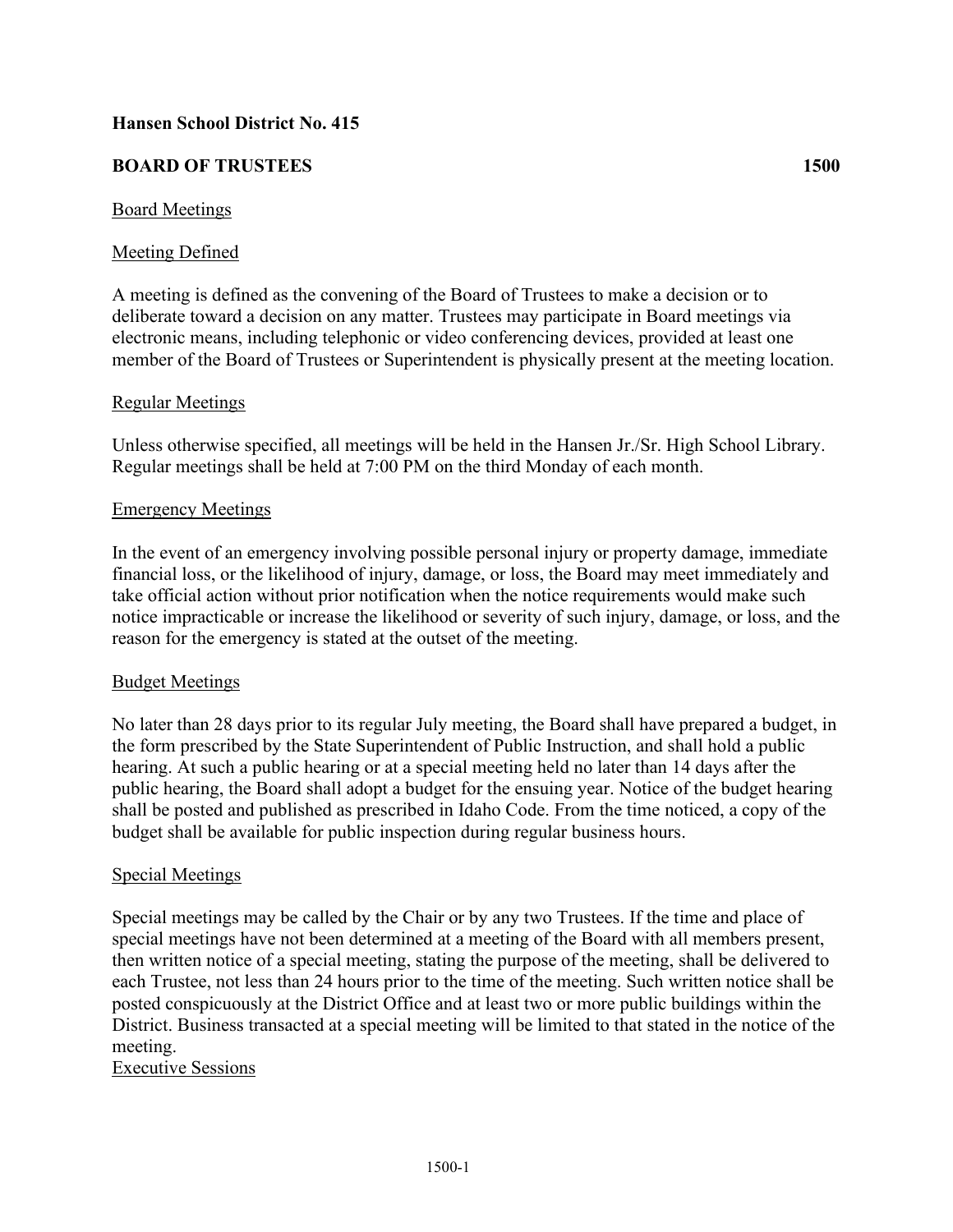**Hansen School District No. 415**

**BOARD OF TRUSTEES 1500**

Board Meetings

Meeting Defined

A meeting is defined as the convening of the Board of Trustees to make a decision or to deliberate toward a decision on any matter. Trustees may participate in Board meetings via electronic means, including telephonic or video conferencing devices, provided at least one member of the Board of Trustees or Superintendent is physically present at the meeting location.

Regular Meetings

Unless otherwise specified, all meetings will be held in the Hansen Jr./Sr. High School Library. Regular meetings shall be held at 7:00 PM on the third Monday of each month.

Emergency Meetings

In the event of an emergency involving possible personal injury or property damage, immediate financial loss, or the likelihood of injury, damage, or loss, the Board may meet immediately and take official action without prior notification when the notice requirements would make such notice impracticable or increase the likelihood or severity of such injury, damage, or loss, and the reason for the emergency is stated at the outset of the meeting.

Budget Meetings

No later than 28 days prior to its regular July meeting, the Board shall have prepared a budget, in the form prescribed by the State Superintendent of Public Instruction, and shall hold a public hearing. At such a public hearing or at a special meeting held no later than 14 days after the public hearing, the Board shall adopt a budget for the ensuing year. Notice of the budget hearing shall be posted and published as prescribed in Idaho Code. From the time noticed, a copy of the budget shall be available for public inspection during regular business hours.

Special Meetings

Special meetings may be called by the Chair or by any two Trustees. If the time and place of special meetings have not been determined at a meeting of the Board with all members present, then written notice of a special meeting, stating the purpose of the meeting, shall be delivered to each Trustee, not less than 24 hours prior to the time of the meeting. Such written notice shall be posted conspicuously at the District Office and at least two or more public buildings within the District. Business transacted at a special meeting will be limited to that stated in the notice of the meeting.

Executive Sessions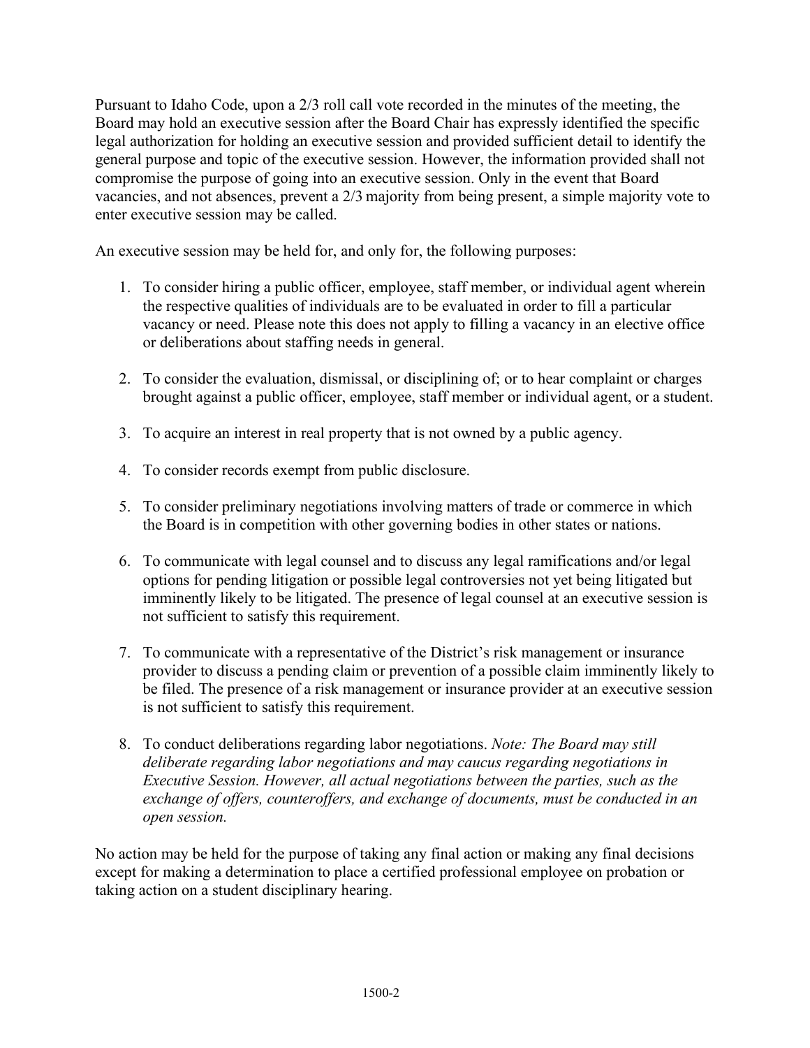Pursuant to Idaho Code, upon a 2/3 roll call vote recorded in the minutes of the meeting, the Board may hold an executive session after the Board Chair has expressly identified the specific legal authorization for holding an executive session and provided sufficient detail to identify the general purpose and topic of the executive session. However, the information provided shall not compromise the purpose of going into an executive session. Only in the event that Board vacancies, and not absences, prevent a 2/3 majority from being present, a simple majority vote to enter executive session may be called.

An executive session may be held for, and only for, the following purposes:

1. To consider hiring a public officer, employee, staff member, or individual agent wherein the respective qualities of individuals are to be evaluated in order to fill a particular vacancy or need. Please note this does not apply to filling a vacancy in an elective office or deliberations about staffing needs in general.

2. To consider the evaluation, dismissal, or disciplining of; or to hear complaint or charges brought against a public officer, employee, staff member or individual agent, or a student.

3. To acquire an interest in real property that is not owned by a public agency.

4. To consider records exempt from public disclosure.

5. To consider preliminary negotiations involving matters of trade or commerce in which the Board is in competition with other governing bodies in other states or nations.

6. To communicate with legal counsel and to discuss any legal ramifications and/or legal options for pending litigation or possible legal controversies not yet being litigated but imminently likely to be litigated. The presence of legal counsel at an executive session is not sufficient to satisfy this requirement.

7. To communicate with a representative of the District's risk management or insurance provider to discuss a pending claim or prevention of a possible claim imminently likely to be filed. The presence of a risk management or insurance provider at an executive session is not sufficient to satisfy this requirement.

8. To conduct deliberations regarding labor negotiations. *Note: The Board may still deliberate regarding labor negotiations and may caucus regarding negotiations in Executive Session. However, all actual negotiations between the parties, such as the exchange of offers, counteroffers, and exchange of documents, must be conducted in an open session.*

No action may be held for the purpose of taking any final action or making any final decisions except for making a determination to place a certified professional employee on probation or taking action on a student disciplinary hearing.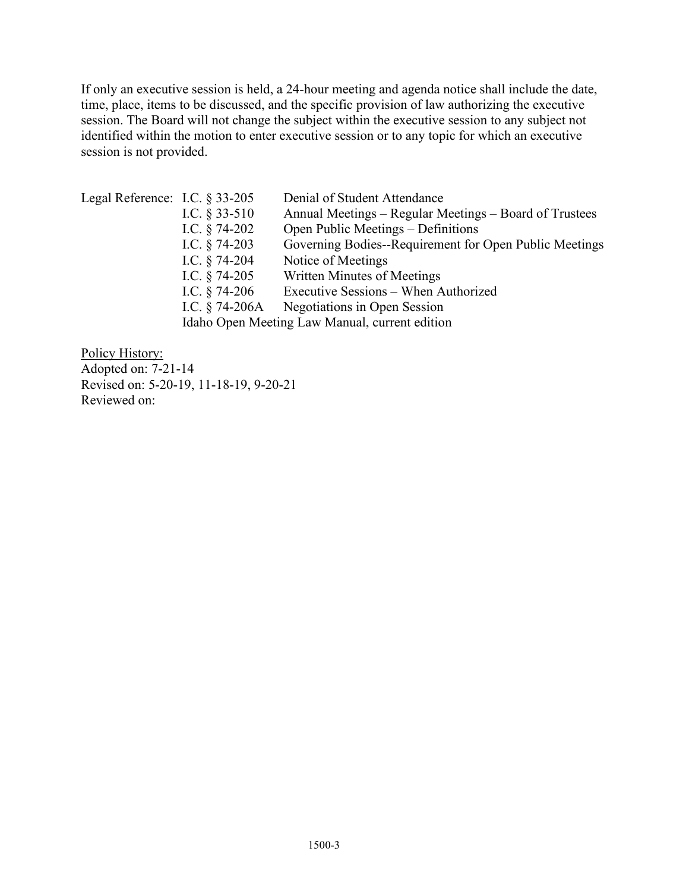If only an executive session is held, a 24-hour meeting and agenda notice shall include the date, time, place, items to be discussed, and the specific provision of law authorizing the executive session. The Board will not change the subject within the executive session to any subject not identified within the motion to enter executive session or to any topic for which an executive session is not provided.

| | | |
|---|---|---|
| Legal Reference: | I.C. § 33-205 | Denial of Student Attendance |
| | I.C. § 33-510 | Annual Meetings – Regular Meetings – Board of Trustees |
| | I.C. § 74-202 | Open Public Meetings – Definitions |
| | I.C. § 74-203 | Governing Bodies--Requirement for Open Public Meetings |
| | I.C. § 74-204 | Notice of Meetings |
| | I.C. § 74-205 | Written Minutes of Meetings |
| | I.C. § 74-206 | Executive Sessions – When Authorized |
| | I.C. § 74-206A | Negotiations in Open Session |
| | Idaho Open Meeting Law Manual, current edition | |

Policy History:
Adopted on: 7-21-14
Revised on: 5-20-19, 11-18-19, 9-20-21
Reviewed on: